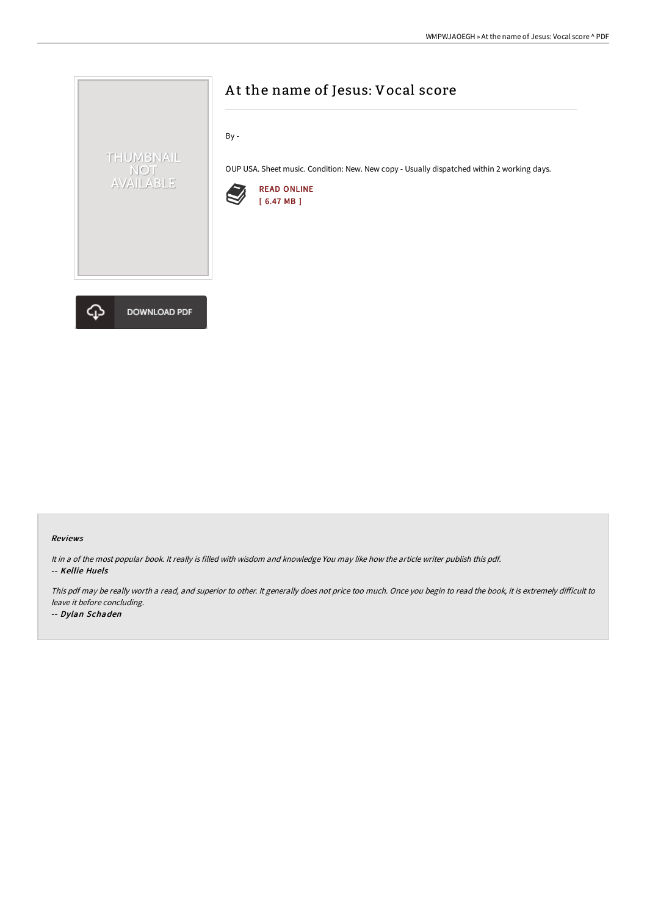THUMBNAIL NOT AVAILABLE

DOWNLOAD PDF

# At the name of Jesus: Vocal score

By -

OUP USA. Sheet music. Condition: New. New copy - Usually dispatched within 2 working days.

READ ONLINE
[ 6.47 MB ]

### Reviews

*It in a of the most popular book. It really is filled with wisdom and knowledge You may like how the article writer publish this pdf.*
-- ***Kellie Huels***

*This pdf may be really worth a read, and superior to other. It generally does not price too much. Once you begin to read the book, it is extremely difficult to leave it before concluding.*
-- ***Dylan Schaden***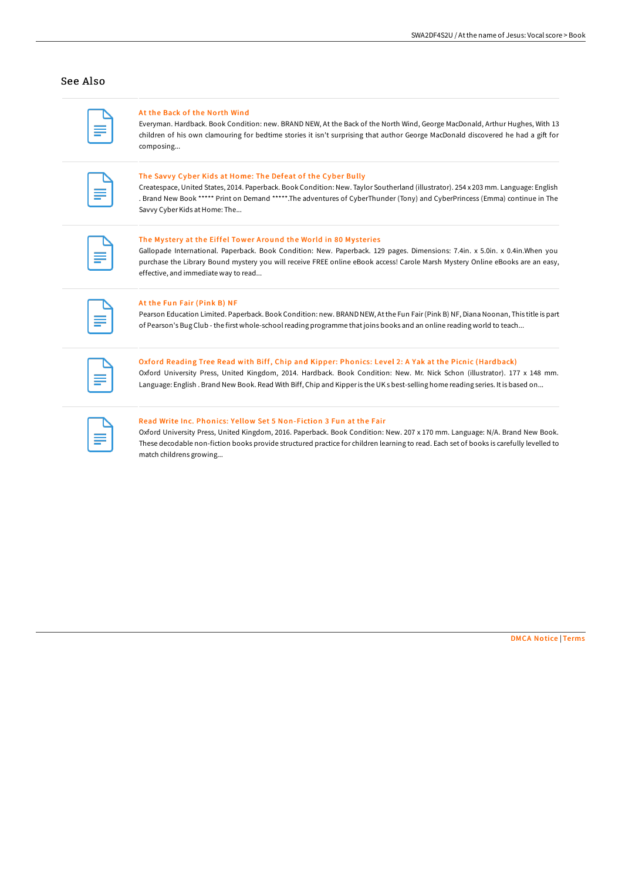## See Also

### At the Back of the North Wind

Everyman. Hardback. Book Condition: new. BRAND NEW, At the Back of the North Wind, George MacDonald, Arthur Hughes, With 13 children of his own clamouring for bedtime stories it isn't surprising that author George MacDonald discovered he had a gift for composing...

### The Savvy Cyber Kids at Home: The Defeat of the Cyber Bully

Createspace, United States, 2014. Paperback. Book Condition: New. Taylor Southerland (illustrator). 254 x 203 mm. Language: English . Brand New Book ***** Print on Demand *****.The adventures of CyberThunder (Tony) and CyberPrincess (Emma) continue in The Savvy Cyber Kids at Home: The...

### The Mystery at the Eiffel Tower Around the World in 80 Mysteries

Gallopade International. Paperback. Book Condition: New. Paperback. 129 pages. Dimensions: 7.4in. x 5.0in. x 0.4in.When you purchase the Library Bound mystery you will receive FREE online eBook access! Carole Marsh Mystery Online eBooks are an easy, effective, and immediate way to read...

### At the Fun Fair (Pink B) NF

Pearson Education Limited. Paperback. Book Condition: new. BRAND NEW, At the Fun Fair (Pink B) NF, Diana Noonan, This title is part of Pearson's Bug Club - the first whole-school reading programme that joins books and an online reading world to teach...

### Oxford Reading Tree Read with Biff, Chip and Kipper: Phonics: Level 2: A Yak at the Picnic (Hardback)

Oxford University Press, United Kingdom, 2014. Hardback. Book Condition: New. Mr. Nick Schon (illustrator). 177 x 148 mm. Language: English . Brand New Book. Read With Biff, Chip and Kipper is the UK s best-selling home reading series. It is based on...

### Read Write Inc. Phonics: Yellow Set 5 Non-Fiction 3 Fun at the Fair

Oxford University Press, United Kingdom, 2016. Paperback. Book Condition: New. 207 x 170 mm. Language: N/A. Brand New Book. These decodable non-fiction books provide structured practice for children learning to read. Each set of books is carefully levelled to match childrens growing...

DMCA Notice | Terms